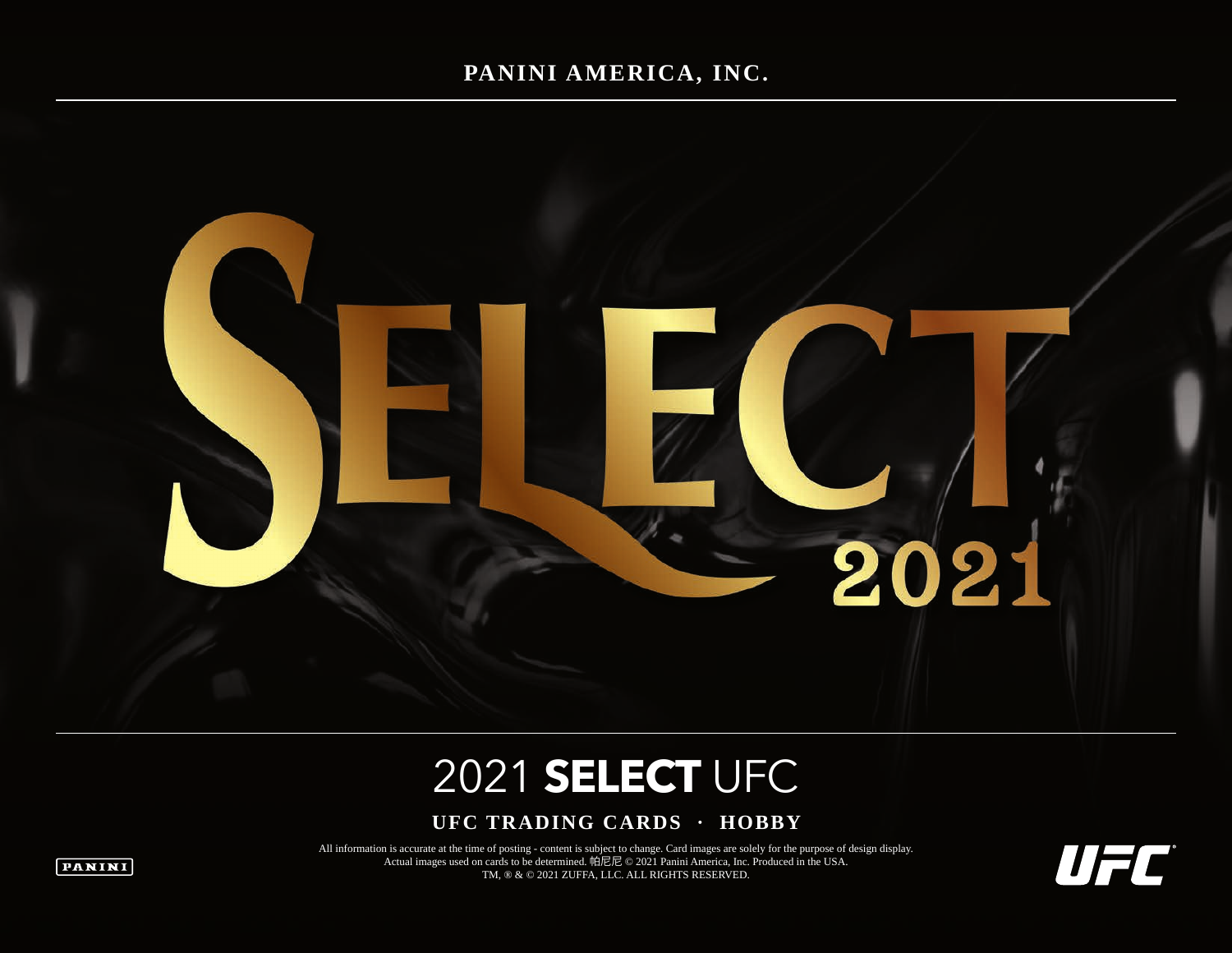PANINI AMERICA, INC.

# SELECT 2021

## 2021 SELECT UFC

**UFC TRADING CARDS · HOBBY**

All information is accurate at the time of posting - content is subject to change. Card images are solely for the purpose of design display. Actual images used on cards to be determined. 帕尼尼 © 2021 Panini America, Inc. Produced in the USA. TM, ® & © 2021 ZUFFA, LLC. ALL RIGHTS RESERVED.

PANINI

UFC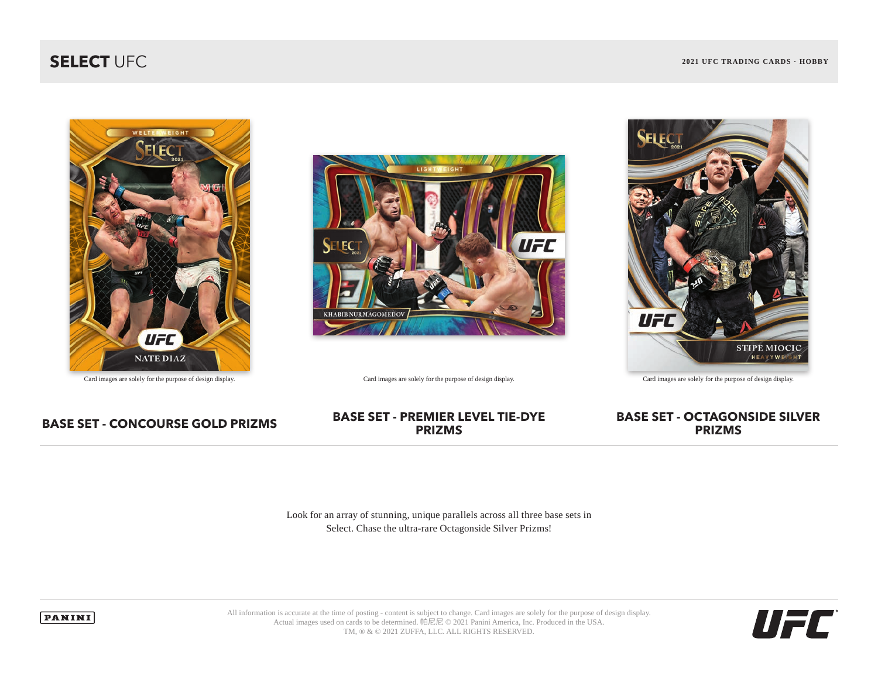## BASE SET - CONCOURSE GOLD PRIZMS

Card images are solely for the purpose of design display.

## BASE SET - PREMIER LEVEL TIE-DYE PRIZMS

Card images are solely for the purpose of design display.

## BASE SET - OCTAGONSIDE SILVER PRIZMS

Card images are solely for the purpose of design display.

Look for an array of stunning, unique parallels across all three base sets in Select. Chase the ultra-rare Octagonside Silver Prizms!

All information is accurate at the time of posting - content is subject to change. Card images are solely for the purpose of design display. Actual images used on cards to be determined. 帕尼尼 © 2021 Panini America, Inc. Produced in the USA. TM, ® & © 2021 ZUFFA, LLC. ALL RIGHTS RESERVED.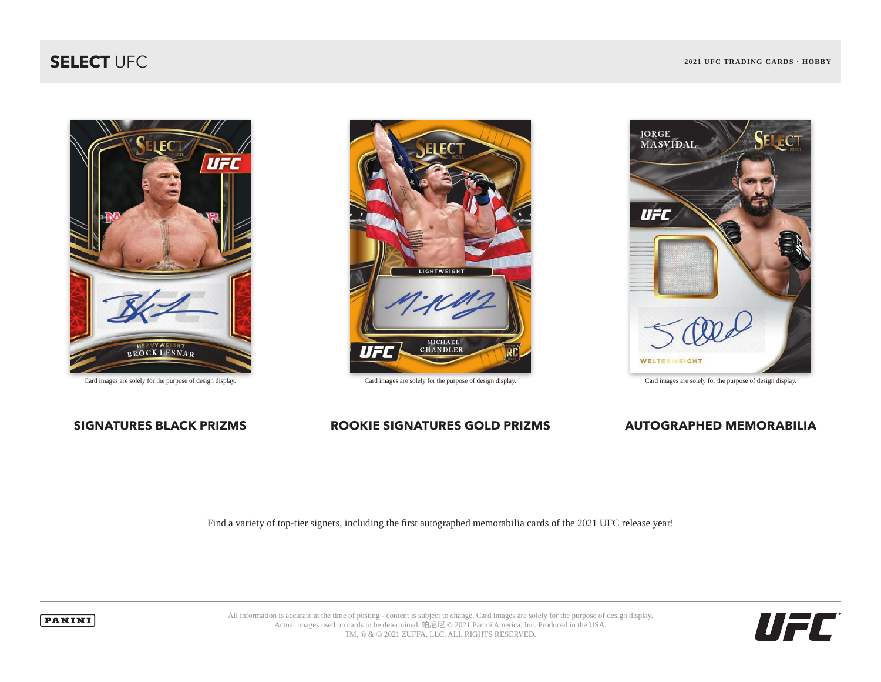## SELECT UFC

**2021 UFC TRADING CARDS · HOBBY**

Card images are solely for the purpose of design display.

Card images are solely for the purpose of design display.

Card images are solely for the purpose of design display.

**SIGNATURES BLACK PRIZMS**

**ROOKIE SIGNATURES GOLD PRIZMS**

**AUTOGRAPHED MEMORABILIA**

Find a variety of top-tier signers, including the first autographed memorabilia cards of the 2021 UFC release year!

All information is accurate at the time of posting - content is subject to change. Card images are solely for the purpose of design display. Actual images used on cards to be determined. 帕尼尼 © 2021 Panini America, Inc. Produced in the USA. TM, ® & © 2021 ZUFFA, LLC. ALL RIGHTS RESERVED.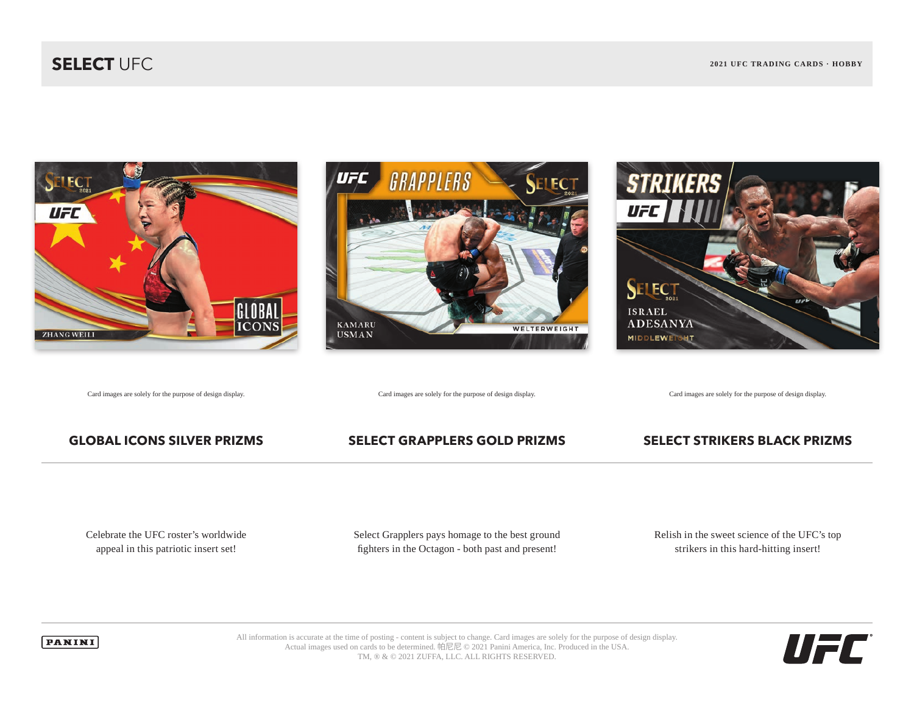# SELECT UFC

**2021 UFC TRADING CARDS · HOBBY**

Card images are solely for the purpose of design display.

Card images are solely for the purpose of design display.

Card images are solely for the purpose of design display.

## GLOBAL ICONS SILVER PRIZMS

Celebrate the UFC roster's worldwide appeal in this patriotic insert set!

## SELECT GRAPPLERS GOLD PRIZMS

Select Grapplers pays homage to the best ground fighters in the Octagon - both past and present!

## SELECT STRIKERS BLACK PRIZMS

Relish in the sweet science of the UFC's top strikers in this hard-hitting insert!

All information is accurate at the time of posting - content is subject to change. Card images are solely for the purpose of design display. Actual images used on cards to be determined. 帕尼尼 © 2021 Panini America, Inc. Produced in the USA. TM, ® & © 2021 ZUFFA, LLC. ALL RIGHTS RESERVED.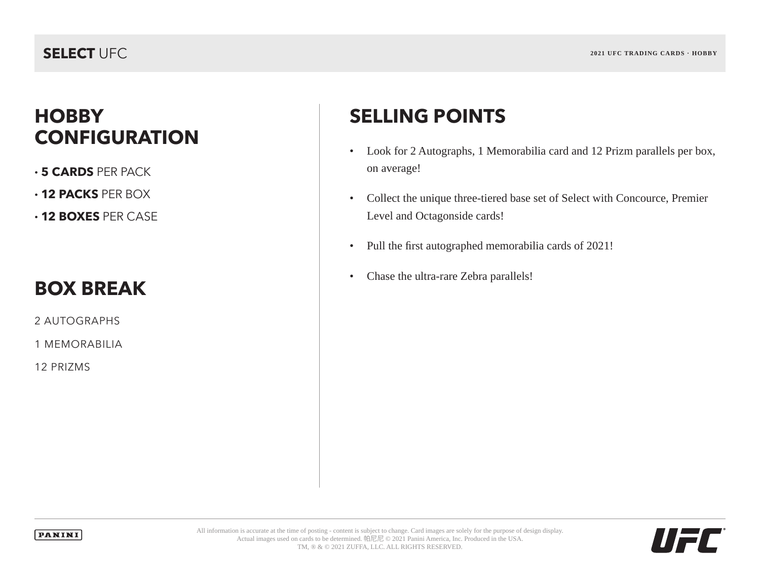# HOBBY CONFIGURATION

- **5 CARDS** PER PACK
- **12 PACKS** PER BOX
- **12 BOXES** PER CASE

# BOX BREAK

2 AUTOGRAPHS

1 MEMORABILIA

12 PRIZMS

# SELLING POINTS

- Look for 2 Autographs, 1 Memorabilia card and 12 Prizm parallels per box, on average!
- Collect the unique three-tiered base set of Select with Concource, Premier Level and Octagonside cards!
- Pull the first autographed memorabilia cards of 2021!
- Chase the ultra-rare Zebra parallels!

All information is accurate at the time of posting - content is subject to change. Card images are solely for the purpose of design display. Actual images used on cards to be determined. 帕尼尼 © 2021 Panini America, Inc. Produced in the USA. TM, ® & © 2021 ZUFFA, LLC. ALL RIGHTS RESERVED.